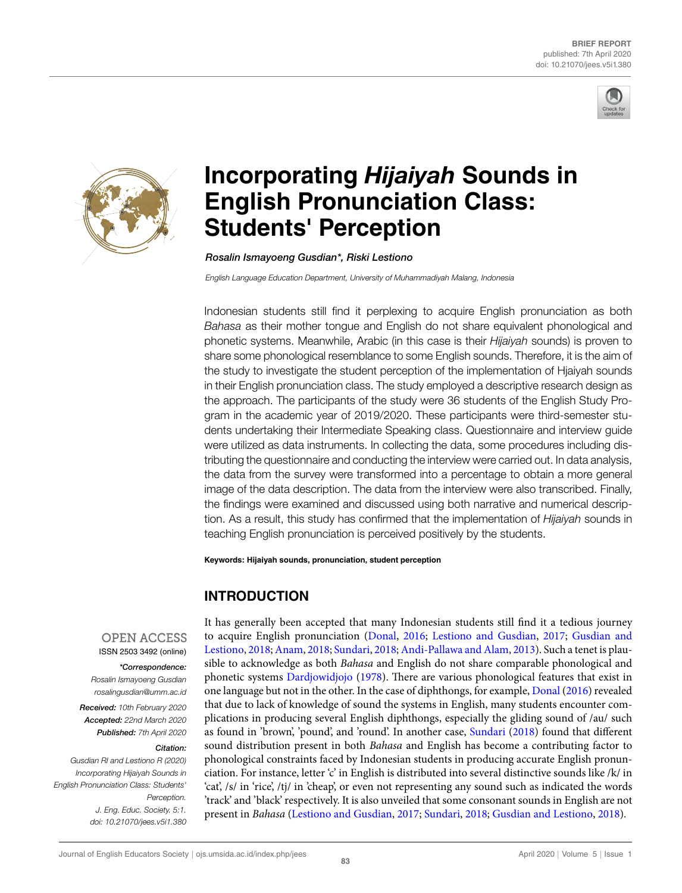BRIEF REPORT
published: 7th April 2020
doi: 10.21070/jees.v5i1.380

# Incorporating *Hijaiyah* Sounds in English Pronunciation Class: Students' Perception

***Rosalin Ismayoeng Gusdian\*, Riski Lestiono***

*English Language Education Department, University of Muhammadiyah Malang, Indonesia*

Indonesian students still find it perplexing to acquire English pronunciation as both *Bahasa* as their mother tongue and English do not share equivalent phonological and phonetic systems. Meanwhile, Arabic (in this case is their *Hijaiyah* sounds) is proven to share some phonological resemblance to some English sounds. Therefore, it is the aim of the study to investigate the student perception of the implementation of Hjaiyah sounds in their English pronunciation class. The study employed a descriptive research design as the approach. The participants of the study were 36 students of the English Study Program in the academic year of 2019/2020. These participants were third-semester students undertaking their Intermediate Speaking class. Questionnaire and interview guide were utilized as data instruments. In collecting the data, some procedures including distributing the questionnaire and conducting the interview were carried out. In data analysis, the data from the survey were transformed into a percentage to obtain a more general image of the data description. The data from the interview were also transcribed. Finally, the findings were examined and discussed using both narrative and numerical description. As a result, this study has confirmed that the implementation of *Hijaiyah* sounds in teaching English pronunciation is perceived positively by the students.

**Keywords: Hijaiyah sounds, pronunciation, student perception**

OPEN ACCESS
ISSN 2503 3492 (online)

***\*Correspondence:***
*Rosalin Ismayoeng Gusdian*
*rosalingusdian@umm.ac.id*

***Received:*** *10th February 2020*
***Accepted:*** *22nd March 2020*
***Published:*** *7th April 2020*

***Citation:***
*Gusdian RI and Lestiono R (2020) Incorporating Hijaiyah Sounds in English Pronunciation Class: Students' Perception. J. Eng. Educ. Society. 5:1. doi: 10.21070/jees.v5i1.380*

## INTRODUCTION

It has generally been accepted that many Indonesian students still find it a tedious journey to acquire English pronunciation (Donal, 2016; Lestiono and Gusdian, 2017; Gusdian and Lestiono, 2018; Anam, 2018; Sundari, 2018; Andi-Pallawa and Alam, 2013). Such a tenet is plausible to acknowledge as both *Bahasa* and English do not share comparable phonological and phonetic systems Dardjowidjojo (1978). There are various phonological features that exist in one language but not in the other. In the case of diphthongs, for example, Donal (2016) revealed that due to lack of knowledge of sound the systems in English, many students encounter complications in producing several English diphthongs, especially the gliding sound of /au/ such as found in 'brown', 'pound', and 'round'. In another case, Sundari (2018) found that different sound distribution present in both *Bahasa* and English has become a contributing factor to phonological constraints faced by Indonesian students in producing accurate English pronunciation. For instance, letter 'c' in English is distributed into several distinctive sounds like /k/ in 'cat', /s/ in 'rice', /tj/ in 'cheap', or even not representing any sound such as indicated the words 'track' and 'black' respectively. It is also unveiled that some consonant sounds in English are not present in *Bahasa* (Lestiono and Gusdian, 2017; Sundari, 2018; Gusdian and Lestiono, 2018).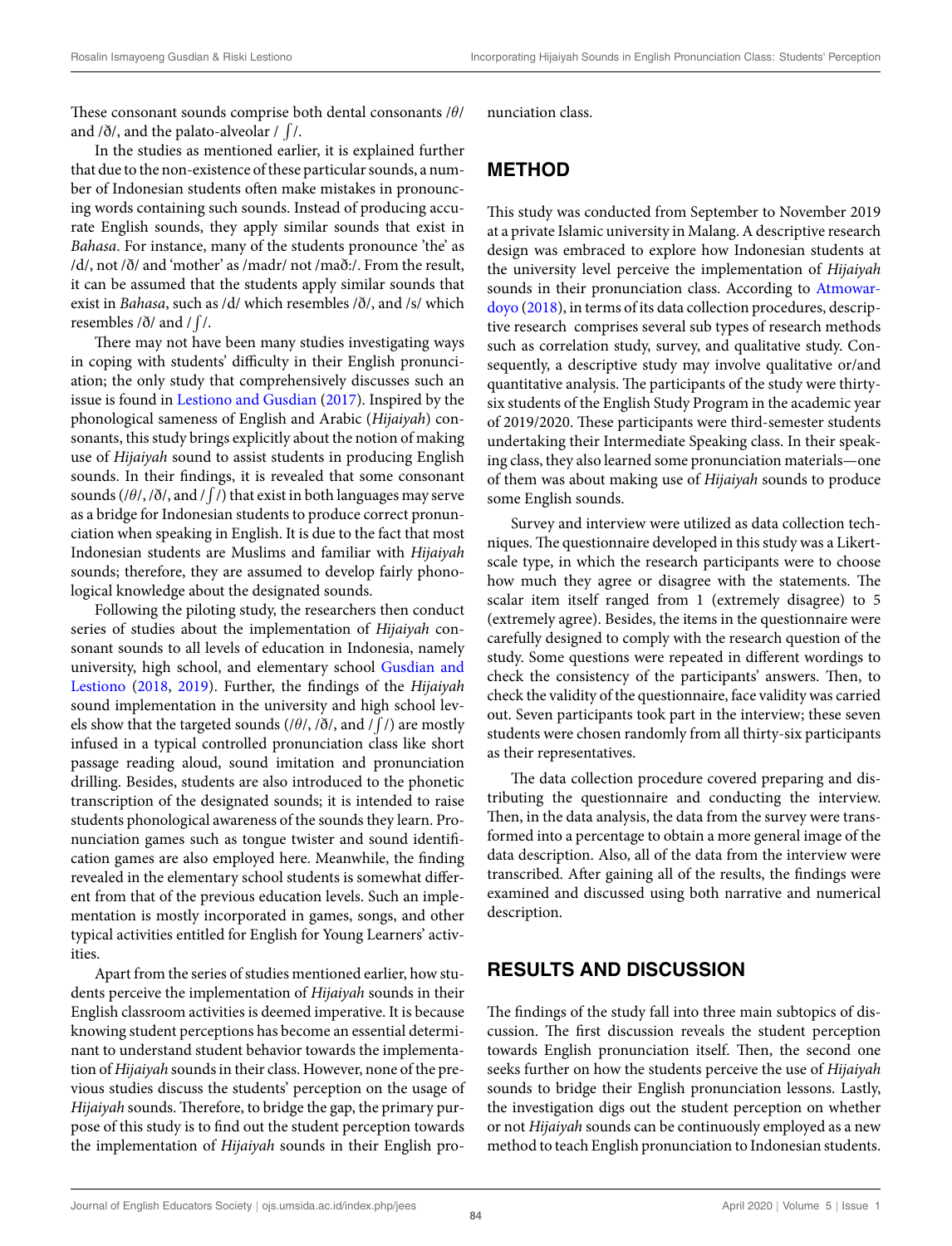These consonant sounds comprise both dental consonants /θ/ and /ð/, and the palato-alveolar / ʃ/.

In the studies as mentioned earlier, it is explained further that due to the non-existence of these particular sounds, a number of Indonesian students often make mistakes in pronouncing words containing such sounds. Instead of producing accurate English sounds, they apply similar sounds that exist in *Bahasa*. For instance, many of the students pronounce 'the' as /d/, not /ð/ and 'mother' as /madr/ not /mað:/. From the result, it can be assumed that the students apply similar sounds that exist in *Bahasa*, such as /d/ which resembles /ð/, and /s/ which resembles /ð/ and / ʃ/.

There may not have been many studies investigating ways in coping with students' difficulty in their English pronunciation; the only study that comprehensively discusses such an issue is found in Lestiono and Gusdian (2017). Inspired by the phonological sameness of English and Arabic (*Hijaiyah*) consonants, this study brings explicitly about the notion of making use of *Hijaiyah* sound to assist students in producing English sounds. In their findings, it is revealed that some consonant sounds (/θ/, /ð/, and / ʃ/) that exist in both languages may serve as a bridge for Indonesian students to produce correct pronunciation when speaking in English. It is due to the fact that most Indonesian students are Muslims and familiar with *Hijaiyah* sounds; therefore, they are assumed to develop fairly phonological knowledge about the designated sounds.

Following the piloting study, the researchers then conduct series of studies about the implementation of *Hijaiyah* consonant sounds to all levels of education in Indonesia, namely university, high school, and elementary school Gusdian and Lestiono (2018, 2019). Further, the findings of the *Hijaiyah* sound implementation in the university and high school levels show that the targeted sounds (/θ/, /ð/, and / ʃ/) are mostly infused in a typical controlled pronunciation class like short passage reading aloud, sound imitation and pronunciation drilling. Besides, students are also introduced to the phonetic transcription of the designated sounds; it is intended to raise students phonological awareness of the sounds they learn. Pronunciation games such as tongue twister and sound identification games are also employed here. Meanwhile, the finding revealed in the elementary school students is somewhat different from that of the previous education levels. Such an implementation is mostly incorporated in games, songs, and other typical activities entitled for English for Young Learners' activities.

Apart from the series of studies mentioned earlier, how students perceive the implementation of *Hijaiyah* sounds in their English classroom activities is deemed imperative. It is because knowing student perceptions has become an essential determinant to understand student behavior towards the implementation of *Hijaiyah* sounds in their class. However, none of the previous studies discuss the students' perception on the usage of *Hijaiyah* sounds. Therefore, to bridge the gap, the primary purpose of this study is to find out the student perception towards the implementation of *Hijaiyah* sounds in their English pronunciation class.

## METHOD

This study was conducted from September to November 2019 at a private Islamic university in Malang. A descriptive research design was embraced to explore how Indonesian students at the university level perceive the implementation of *Hijaiyah* sounds in their pronunciation class. According to Atmowardoyo (2018), in terms of its data collection procedures, descriptive research comprises several sub types of research methods such as correlation study, survey, and qualitative study. Consequently, a descriptive study may involve qualitative or/and quantitative analysis. The participants of the study were thirty-six students of the English Study Program in the academic year of 2019/2020. These participants were third-semester students undertaking their Intermediate Speaking class. In their speaking class, they also learned some pronunciation materials—one of them was about making use of *Hijaiyah* sounds to produce some English sounds.

Survey and interview were utilized as data collection techniques. The questionnaire developed in this study was a Likert-scale type, in which the research participants were to choose how much they agree or disagree with the statements. The scalar item itself ranged from 1 (extremely disagree) to 5 (extremely agree). Besides, the items in the questionnaire were carefully designed to comply with the research question of the study. Some questions were repeated in different wordings to check the consistency of the participants' answers. Then, to check the validity of the questionnaire, face validity was carried out. Seven participants took part in the interview; these seven students were chosen randomly from all thirty-six participants as their representatives.

The data collection procedure covered preparing and distributing the questionnaire and conducting the interview. Then, in the data analysis, the data from the survey were transformed into a percentage to obtain a more general image of the data description. Also, all of the data from the interview were transcribed. After gaining all of the results, the findings were examined and discussed using both narrative and numerical description.

## RESULTS AND DISCUSSION

The findings of the study fall into three main subtopics of discussion. The first discussion reveals the student perception towards English pronunciation itself. Then, the second one seeks further on how the students perceive the use of *Hijaiyah* sounds to bridge their English pronunciation lessons. Lastly, the investigation digs out the student perception on whether or not *Hijaiyah* sounds can be continuously employed as a new method to teach English pronunciation to Indonesian students.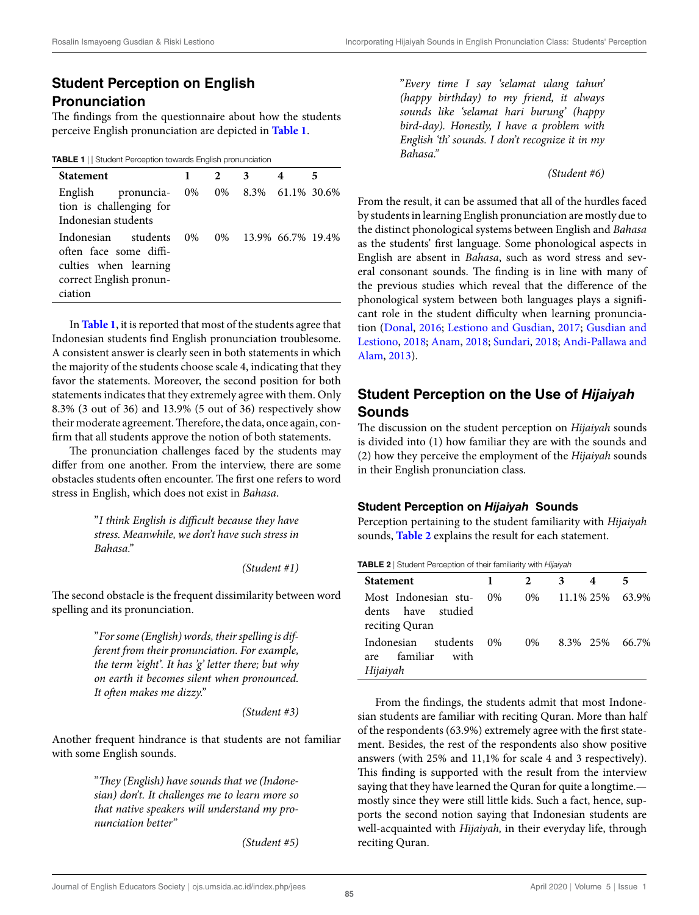## Student Perception on English Pronunciation

The findings from the questionnaire about how the students perceive English pronunciation are depicted in **Table 1**.

**TABLE 1** | | Student Perception towards English pronunciation

| Statement | 1 | 2 | 3 | 4 | 5 |
|---|---|---|---|---|---|
| English pronunciation is challenging for Indonesian students | 0% | 0% | 8.3% | 61.1% | 30.6% |
| Indonesian students often face some difficulties when learning correct English pronunciation | 0% | 0% | 13.9% | 66.7% | 19.4% |

In **Table 1**, it is reported that most of the students agree that Indonesian students find English pronunciation troublesome. A consistent answer is clearly seen in both statements in which the majority of the students choose scale 4, indicating that they favor the statements. Moreover, the second position for both statements indicates that they extremely agree with them. Only 8.3% (3 out of 36) and 13.9% (5 out of 36) respectively show their moderate agreement. Therefore, the data, once again, confirm that all students approve the notion of both statements.

The pronunciation challenges faced by the students may differ from one another. From the interview, there are some obstacles students often encounter. The first one refers to word stress in English, which does not exist in *Bahasa*.

> "*I think English is difficult because they have stress. Meanwhile, we don't have such stress in Bahasa.*"
>
> *(Student #1)*

The second obstacle is the frequent dissimilarity between word spelling and its pronunciation.

> "*For some (English) words, their spelling is different from their pronunciation. For example, the term 'eight'. It has 'g' letter there; but why on earth it becomes silent when pronounced. It often makes me dizzy.*"
>
> *(Student #3)*

Another frequent hindrance is that students are not familiar with some English sounds.

> "*They (English) have sounds that we (Indonesian) don't. It challenges me to learn more so that native speakers will understand my pronunciation better*"
>
> *(Student #5)*

> "*Every time I say 'selamat ulang tahun' (happy birthday) to my friend, it always sounds like 'selamat hari burung' (happy bird-day). Honestly, I have a problem with English 'th' sounds. I don't recognize it in my Bahasa.*"
>
> *(Student #6)*

From the result, it can be assumed that all of the hurdles faced by students in learning English pronunciation are mostly due to the distinct phonological systems between English and *Bahasa* as the students' first language. Some phonological aspects in English are absent in *Bahasa*, such as word stress and several consonant sounds. The finding is in line with many of the previous studies which reveal that the difference of the phonological system between both languages plays a significant role in the student difficulty when learning pronunciation (Donal, 2016; Lestiono and Gusdian, 2017; Gusdian and Lestiono, 2018; Anam, 2018; Sundari, 2018; Andi-Pallawa and Alam, 2013).

## Student Perception on the Use of *Hijaiyah* Sounds

The discussion on the student perception on *Hijaiyah* sounds is divided into (1) how familiar they are with the sounds and (2) how they perceive the employment of the *Hijaiyah* sounds in their English pronunciation class.

### Student Perception on *Hijaiyah* Sounds

Perception pertaining to the student familiarity with *Hijaiyah* sounds, **Table 2** explains the result for each statement.

**TABLE 2** | Student Perception of their familiarity with *Hijaiyah*

| Statement | 1 | 2 | 3 | 4 | 5 |
|---|---|---|---|---|---|
| Most Indonesian students have studied reciting Quran | 0% | 0% | 11.1% | 25% | 63.9% |
| Indonesian students are familiar with *Hijaiyah* | 0% | 0% | 8.3% | 25% | 66.7% |

From the findings, the students admit that most Indonesian students are familiar with reciting Quran. More than half of the respondents (63.9%) extremely agree with the first statement. Besides, the rest of the respondents also show positive answers (with 25% and 11,1% for scale 4 and 3 respectively). This finding is supported with the result from the interview saying that they have learned the Quran for quite a longtime.—mostly since they were still little kids. Such a fact, hence, supports the second notion saying that Indonesian students are well-acquainted with *Hijaiyah,* in their everyday life, through reciting Quran.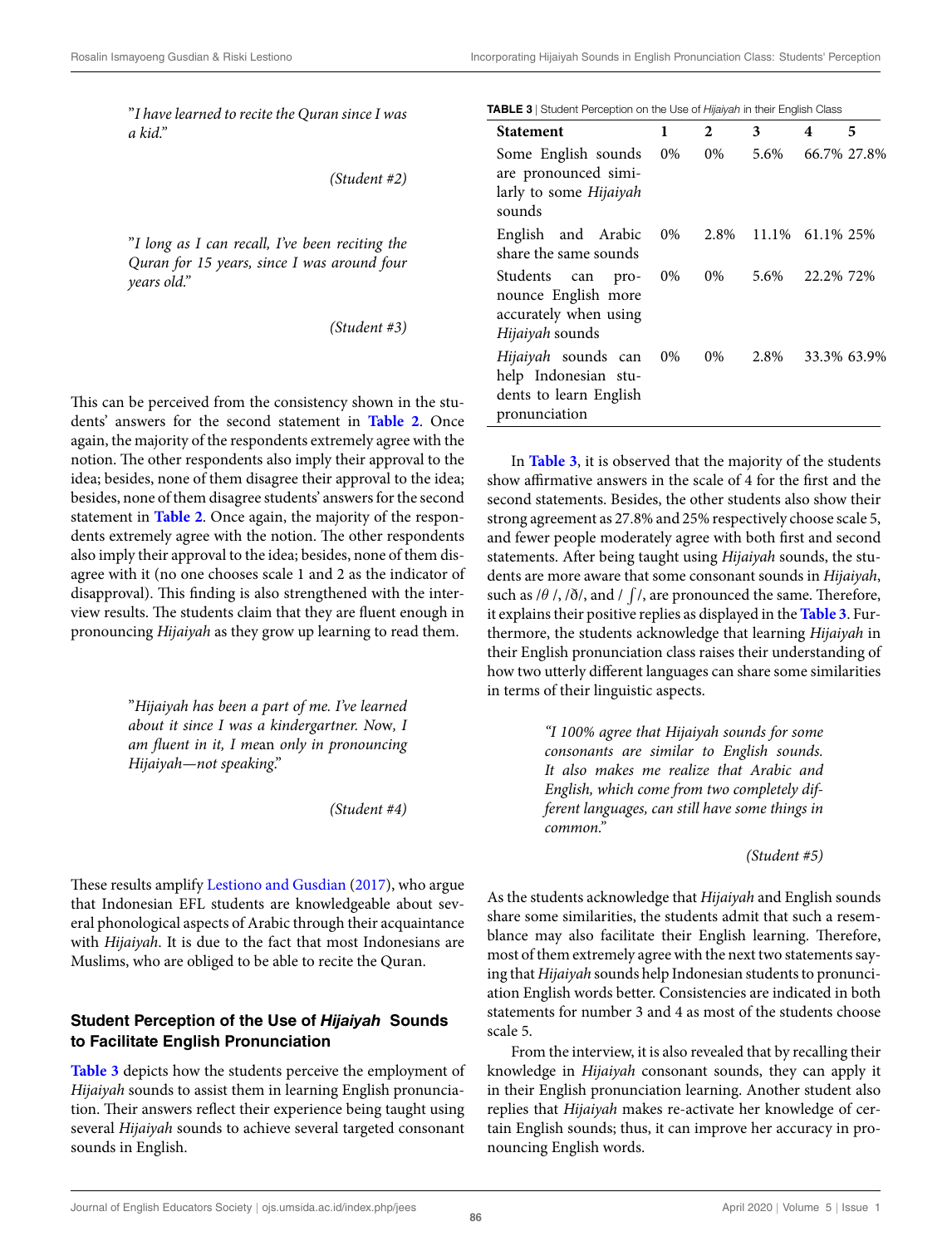"*I have learned to recite the Quran since I was a kid.*"

*(Student #2)*

"*I long as I can recall, I've been reciting the Quran for 15 years, since I was around four years old.*"

*(Student #3)*

This can be perceived from the consistency shown in the students' answers for the second statement in **Table 2**. Once again, the majority of the respondents extremely agree with the notion. The other respondents also imply their approval to the idea; besides, none of them disagree their approval to the idea; besides, none of them disagree students' answers for the second statement in **Table 2**. Once again, the majority of the respondents extremely agree with the notion. The other respondents also imply their approval to the idea; besides, none of them disagree with it (no one chooses scale 1 and 2 as the indicator of disapproval). This finding is also strengthened with the interview results. The students claim that they are fluent enough in pronouncing *Hijaiyah* as they grow up learning to read them.

"*Hijaiyah has been a part of me. I've learned about it since I was a kindergartner. Now, I am fluent in it, I mean only in pronouncing Hijaiyah—not speaking.*"

*(Student #4)*

These results amplify Lestiono and Gusdian (2017), who argue that Indonesian EFL students are knowledgeable about several phonological aspects of Arabic through their acquaintance with *Hijaiyah*. It is due to the fact that most Indonesians are Muslims, who are obliged to be able to recite the Quran.

## Student Perception of the Use of *Hijaiyah* Sounds to Facilitate English Pronunciation

**Table 3** depicts how the students perceive the employment of *Hijaiyah* sounds to assist them in learning English pronunciation. Their answers reflect their experience being taught using several *Hijaiyah* sounds to achieve several targeted consonant sounds in English.

**TABLE 3** | Student Perception on the Use of *Hijaiyah* in their English Class

| Statement | 1 | 2 | 3 | 4 | 5 |
|---|---|---|---|---|---|
| Some English sounds are pronounced similarly to some *Hijaiyah* sounds | 0% | 0% | 5.6% | 66.7% | 27.8% |
| English and Arabic share the same sounds | 0% | 2.8% | 11.1% | 61.1% | 25% |
| Students can pronounce English more accurately when using *Hijaiyah* sounds | 0% | 0% | 5.6% | 22.2% | 72% |
| *Hijaiyah* sounds can help Indonesian students to learn English pronunciation | 0% | 0% | 2.8% | 33.3% | 63.9% |

In **Table 3**, it is observed that the majority of the students show affirmative answers in the scale of 4 for the first and the second statements. Besides, the other students also show their strong agreement as 27.8% and 25% respectively choose scale 5, and fewer people moderately agree with both first and second statements. After being taught using *Hijaiyah* sounds, the students are more aware that some consonant sounds in *Hijaiyah*, such as /θ /, /ð/, and / ʃ /, are pronounced the same. Therefore, it explains their positive replies as displayed in the **Table 3**. Furthermore, the students acknowledge that learning *Hijaiyah* in their English pronunciation class raises their understanding of how two utterly different languages can share some similarities in terms of their linguistic aspects.

"*I 100% agree that Hijaiyah sounds for some consonants are similar to English sounds. It also makes me realize that Arabic and English, which come from two completely different languages, can still have some things in common.*"

*(Student #5)*

As the students acknowledge that *Hijaiyah* and English sounds share some similarities, the students admit that such a resemblance may also facilitate their English learning. Therefore, most of them extremely agree with the next two statements saying that *Hijaiyah* sounds help Indonesian students to pronunciation English words better. Consistencies are indicated in both statements for number 3 and 4 as most of the students choose scale 5.

From the interview, it is also revealed that by recalling their knowledge in *Hijaiyah* consonant sounds, they can apply it in their English pronunciation learning. Another student also replies that *Hijaiyah* makes re-activate her knowledge of certain English sounds; thus, it can improve her accuracy in pronouncing English words.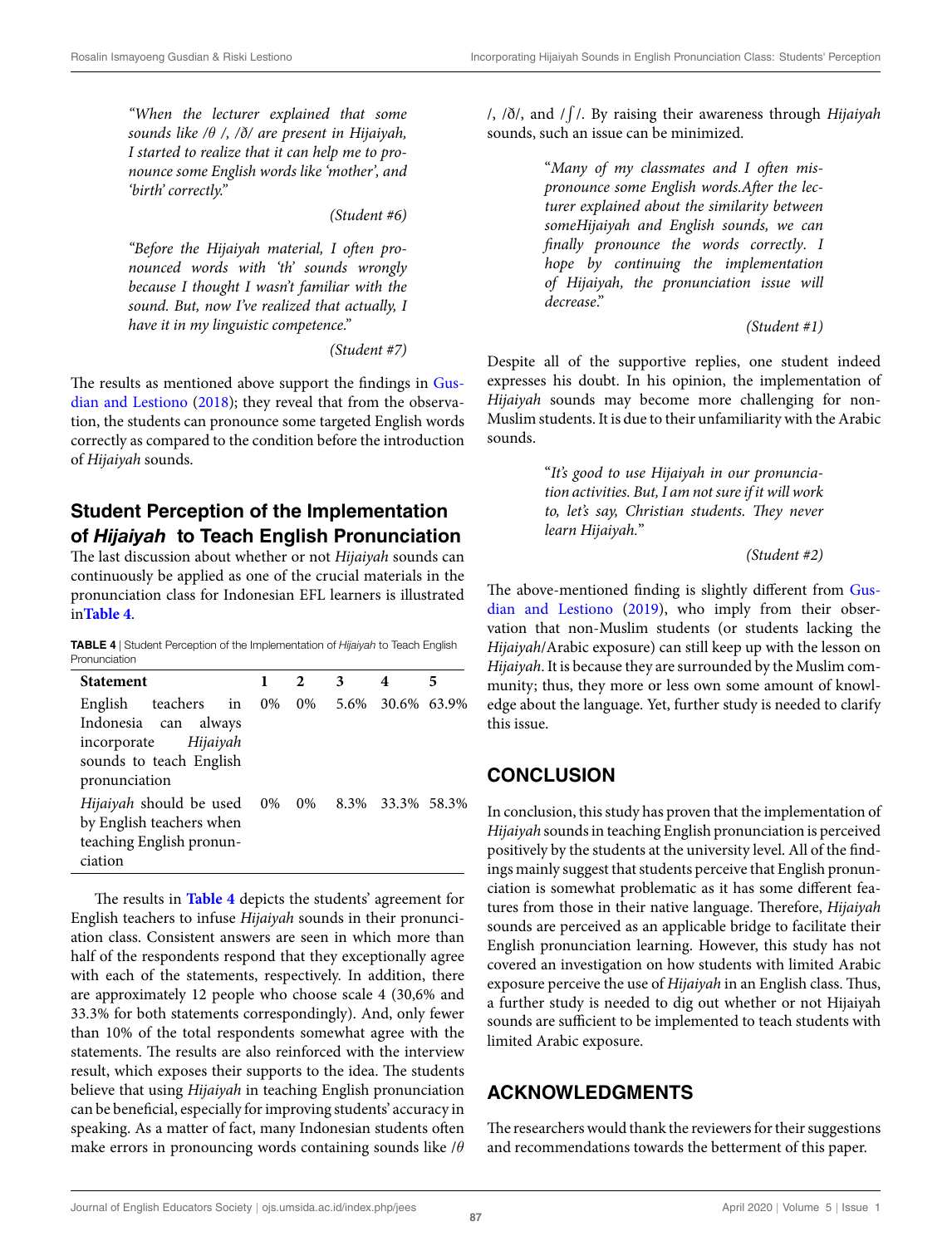*"When the lecturer explained that some sounds like /θ /, /ð/ are present in Hijaiyah, I started to realize that it can help me to pronounce some English words like 'mother', and 'birth' correctly."*

(Student #6)

*"Before the Hijaiyah material, I often pronounced words with 'th' sounds wrongly because I thought I wasn't familiar with the sound. But, now I've realized that actually, I have it in my linguistic competence."*

(Student #7)

The results as mentioned above support the findings in Gusdian and Lestiono (2018); they reveal that from the observation, the students can pronounce some targeted English words correctly as compared to the condition before the introduction of *Hijaiyah* sounds.

## Student Perception of the Implementation of *Hijaiyah* to Teach English Pronunciation

The last discussion about whether or not *Hijaiyah* sounds can continuously be applied as one of the crucial materials in the pronunciation class for Indonesian EFL learners is illustrated in **Table 4**.

**TABLE 4** | Student Perception of the Implementation of *Hijaiyah* to Teach English Pronunciation

| Statement | 1 | 2 | 3 | 4 | 5 |
|---|---|---|---|---|---|
| English teachers in Indonesia can always incorporate *Hijaiyah* sounds to teach English pronunciation | 0% | 0% | 5.6% | 30.6% | 63.9% |
| *Hijaiyah* should be used by English teachers when teaching English pronunciation | 0% | 0% | 8.3% | 33.3% | 58.3% |

The results in **Table 4** depicts the students' agreement for English teachers to infuse *Hijaiyah* sounds in their pronunciation class. Consistent answers are seen in which more than half of the respondents respond that they exceptionally agree with each of the statements, respectively. In addition, there are approximately 12 people who choose scale 4 (30,6% and 33.3% for both statements correspondingly). And, only fewer than 10% of the total respondents somewhat agree with the statements. The results are also reinforced with the interview result, which exposes their supports to the idea. The students believe that using *Hijaiyah* in teaching English pronunciation can be beneficial, especially for improving students' accuracy in speaking. As a matter of fact, many Indonesian students often make errors in pronouncing words containing sounds like /θ /, /ð/, and /ʃ/. By raising their awareness through *Hijaiyah* sounds, such an issue can be minimized.

"*Many of my classmates and I often mispronounce some English words.After the lecturer explained about the similarity between someHijaiyah and English sounds, we can finally pronounce the words correctly. I hope by continuing the implementation of Hijaiyah, the pronunciation issue will decrease.*"

(Student #1)

Despite all of the supportive replies, one student indeed expresses his doubt. In his opinion, the implementation of *Hijaiyah* sounds may become more challenging for non-Muslim students. It is due to their unfamiliarity with the Arabic sounds.

"*It's good to use Hijaiyah in our pronunciation activities. But, I am not sure if it will work to, let's say, Christian students. They never learn Hijaiyah.*"

(Student #2)

The above-mentioned finding is slightly different from Gusdian and Lestiono (2019), who imply from their observation that non-Muslim students (or students lacking the *Hijaiyah*/Arabic exposure) can still keep up with the lesson on *Hijaiyah*. It is because they are surrounded by the Muslim community; thus, they more or less own some amount of knowledge about the language. Yet, further study is needed to clarify this issue.

## CONCLUSION

In conclusion, this study has proven that the implementation of *Hijaiyah* sounds in teaching English pronunciation is perceived positively by the students at the university level. All of the findings mainly suggest that students perceive that English pronunciation is somewhat problematic as it has some different features from those in their native language. Therefore, *Hijaiyah* sounds are perceived as an applicable bridge to facilitate their English pronunciation learning. However, this study has not covered an investigation on how students with limited Arabic exposure perceive the use of *Hijaiyah* in an English class. Thus, a further study is needed to dig out whether or not Hijaiyah sounds are sufficient to be implemented to teach students with limited Arabic exposure.

## ACKNOWLEDGMENTS

The researchers would thank the reviewers for their suggestions and recommendations towards the betterment of this paper.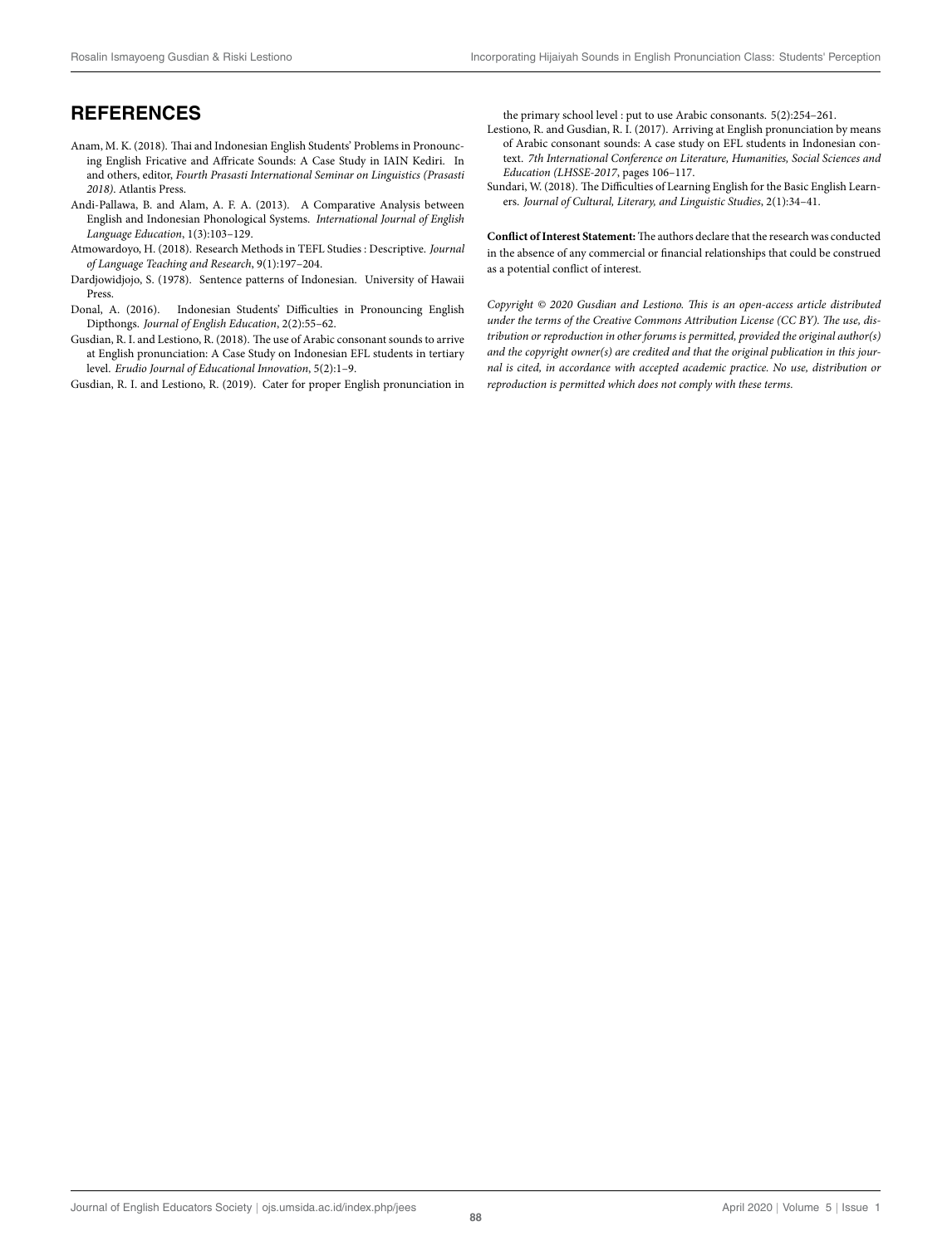## REFERENCES

Anam, M. K. (2018). Thai and Indonesian English Students' Problems in Pronouncing English Fricative and Affricate Sounds: A Case Study in IAIN Kediri. In and others, editor, *Fourth Prasasti International Seminar on Linguistics (Prasasti 2018)*. Atlantis Press.

Andi-Pallawa, B. and Alam, A. F. A. (2013). A Comparative Analysis between English and Indonesian Phonological Systems. *International Journal of English Language Education*, 1(3):103–129.

Atmowardoyo, H. (2018). Research Methods in TEFL Studies : Descriptive. *Journal of Language Teaching and Research*, 9(1):197–204.

Dardjowidjojo, S. (1978). Sentence patterns of Indonesian. University of Hawaii Press.

Donal, A. (2016). Indonesian Students' Difficulties in Pronouncing English Dipthongs. *Journal of English Education*, 2(2):55–62.

Gusdian, R. I. and Lestiono, R. (2018). The use of Arabic consonant sounds to arrive at English pronunciation: A Case Study on Indonesian EFL students in tertiary level. *Erudio Journal of Educational Innovation*, 5(2):1–9.

Gusdian, R. I. and Lestiono, R. (2019). Cater for proper English pronunciation in the primary school level : put to use Arabic consonants. 5(2):254–261.

Lestiono, R. and Gusdian, R. I. (2017). Arriving at English pronunciation by means of Arabic consonant sounds: A case study on EFL students in Indonesian context. *7th International Conference on Literature, Humanities, Social Sciences and Education (LHSSE-2017*, pages 106–117.

Sundari, W. (2018). The Difficulties of Learning English for the Basic English Learners. *Journal of Cultural, Literary, and Linguistic Studies*, 2(1):34–41.

**Conflict of Interest Statement:** The authors declare that the research was conducted in the absence of any commercial or financial relationships that could be construed as a potential conflict of interest.

*Copyright © 2020 Gusdian and Lestiono. This is an open-access article distributed under the terms of the Creative Commons Attribution License (CC BY). The use, distribution or reproduction in other forums is permitted, provided the original author(s) and the copyright owner(s) are credited and that the original publication in this journal is cited, in accordance with accepted academic practice. No use, distribution or reproduction is permitted which does not comply with these terms.*